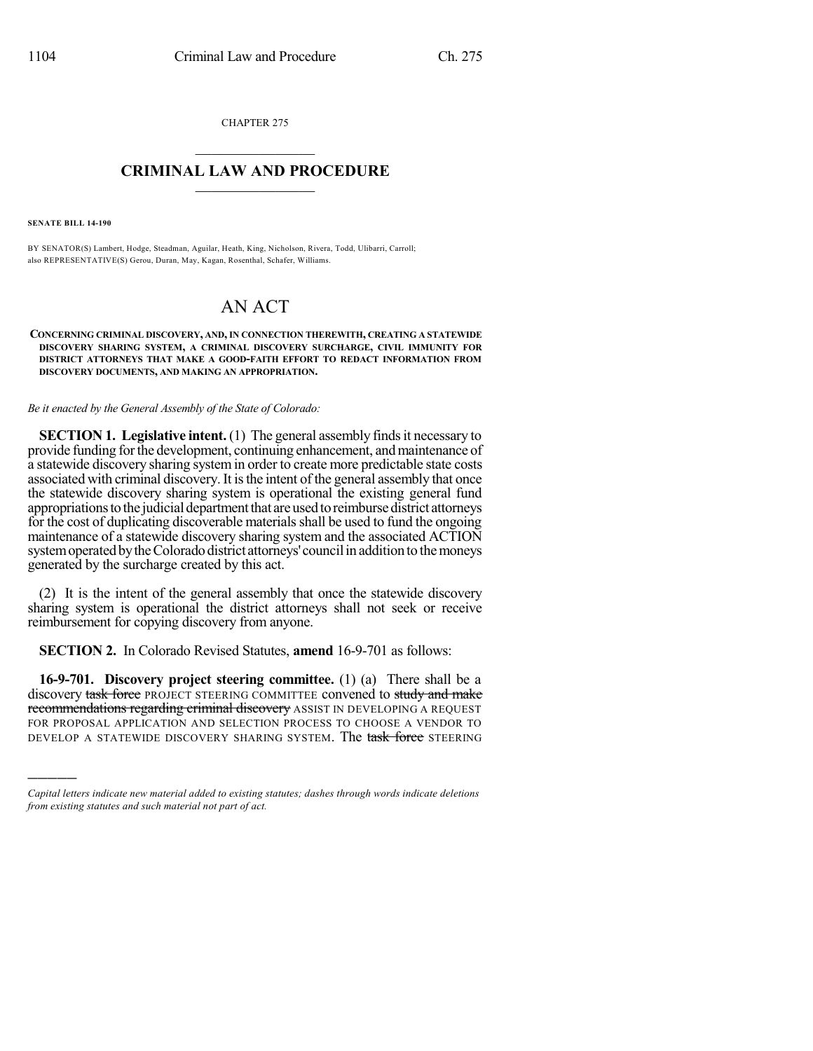CHAPTER 275

# CRIMINAL LAW AND PROCEDURE

**SENATE BILL 14-190**

BY SENATOR(S) Lambert, Hodge, Steadman, Aguilar, Heath, King, Nicholson, Rivera, Todd, Ulibarri, Carroll; also REPRESENTATIVE(S) Gerou, Duran, May, Kagan, Rosenthal, Schafer, Williams.

# AN ACT

**CONCERNING CRIMINAL DISCOVERY, AND, IN CONNECTION THEREWITH, CREATING A STATEWIDE DISCOVERY SHARING SYSTEM, A CRIMINAL DISCOVERY SURCHARGE, CIVIL IMMUNITY FOR DISTRICT ATTORNEYS THAT MAKE A GOOD-FAITH EFFORT TO REDACT INFORMATION FROM DISCOVERY DOCUMENTS, AND MAKING AN APPROPRIATION.**

*Be it enacted by the General Assembly of the State of Colorado:*

**SECTION 1. Legislative intent.** (1) The general assembly finds it necessary to provide funding for the development, continuing enhancement, and maintenance of a statewide discovery sharing system in order to create more predictable state costs associated with criminal discovery. It is the intent of the general assembly that once the statewide discovery sharing system is operational the existing general fund appropriations to the judicial department that are used to reimburse district attorneys for the cost of duplicating discoverable materials shall be used to fund the ongoing maintenance of a statewide discovery sharing system and the associated ACTION system operated by the Colorado district attorneys' council in addition to the moneys generated by the surcharge created by this act.

(2) It is the intent of the general assembly that once the statewide discovery sharing system is operational the district attorneys shall not seek or receive reimbursement for copying discovery from anyone.

**SECTION 2.** In Colorado Revised Statutes, **amend** 16-9-701 as follows:

**16-9-701. Discovery project steering committee.** (1) (a) There shall be a discovery ~~task force~~ PROJECT STEERING COMMITTEE convened to ~~study and make recommendations regarding criminal discovery~~ ASSIST IN DEVELOPING A REQUEST FOR PROPOSAL APPLICATION AND SELECTION PROCESS TO CHOOSE A VENDOR TO DEVELOP A STATEWIDE DISCOVERY SHARING SYSTEM. The ~~task force~~ STEERING

---

*Capital letters indicate new material added to existing statutes; dashes through words indicate deletions from existing statutes and such material not part of act.*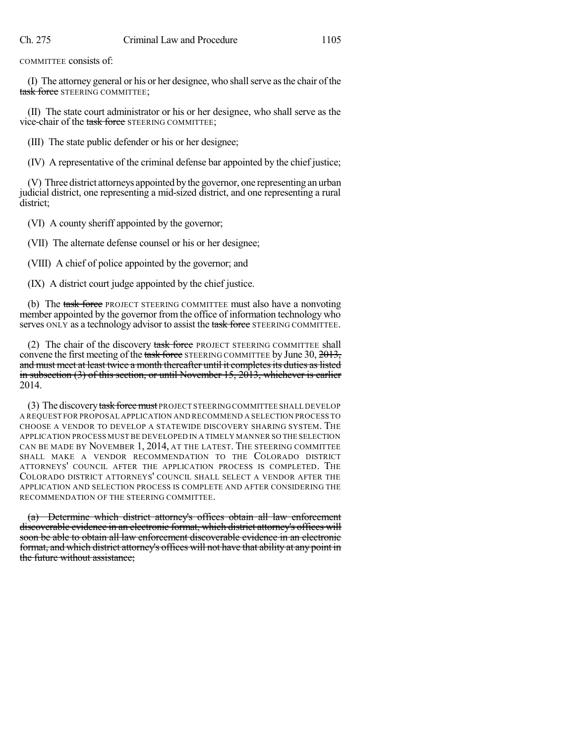COMMITTEE consists of:

(I) The attorney general or his or her designee, who shall serve as the chair of the ~~task force~~ STEERING COMMITTEE;

(II) The state court administrator or his or her designee, who shall serve as the vice-chair of the ~~task force~~ STEERING COMMITTEE;

(III) The state public defender or his or her designee;

(IV) A representative of the criminal defense bar appointed by the chief justice;

(V) Three district attorneys appointed by the governor, one representing an urban judicial district, one representing a mid-sized district, and one representing a rural district;

(VI) A county sheriff appointed by the governor;

(VII) The alternate defense counsel or his or her designee;

(VIII) A chief of police appointed by the governor; and

(IX) A district court judge appointed by the chief justice.

(b) The ~~task force~~ PROJECT STEERING COMMITTEE must also have a nonvoting member appointed by the governor from the office of information technology who serves ONLY as a technology advisor to assist the ~~task force~~ STEERING COMMITTEE.

(2) The chair of the discovery ~~task force~~ PROJECT STEERING COMMITTEE shall convene the first meeting of the ~~task force~~ STEERING COMMITTEE by June 30, ~~2013, and must meet at least twice a month thereafter until it completes its duties as listed in subsection (3) of this section, or until November 15, 2013, whichever is earlier~~ 2014.

(3) The discovery ~~task force must~~ PROJECT STEERING COMMITTEE SHALL DEVELOP A REQUEST FOR PROPOSAL APPLICATION AND RECOMMEND A SELECTION PROCESS TO CHOOSE A VENDOR TO DEVELOP A STATEWIDE DISCOVERY SHARING SYSTEM. THE APPLICATION PROCESS MUST BE DEVELOPED IN A TIMELY MANNER SO THE SELECTION CAN BE MADE BY NOVEMBER 1, 2014, AT THE LATEST. THE STEERING COMMITTEE SHALL MAKE A VENDOR RECOMMENDATION TO THE COLORADO DISTRICT ATTORNEYS' COUNCIL AFTER THE APPLICATION PROCESS IS COMPLETED. THE COLORADO DISTRICT ATTORNEYS' COUNCIL SHALL SELECT A VENDOR AFTER THE APPLICATION AND SELECTION PROCESS IS COMPLETE AND AFTER CONSIDERING THE RECOMMENDATION OF THE STEERING COMMITTEE.

~~(a) Determine which district attorney's offices obtain all law enforcement discoverable evidence in an electronic format, which district attorney's offices will soon be able to obtain all law enforcement discoverable evidence in an electronic format, and which district attorney's offices will not have that ability at any point in the future without assistance;~~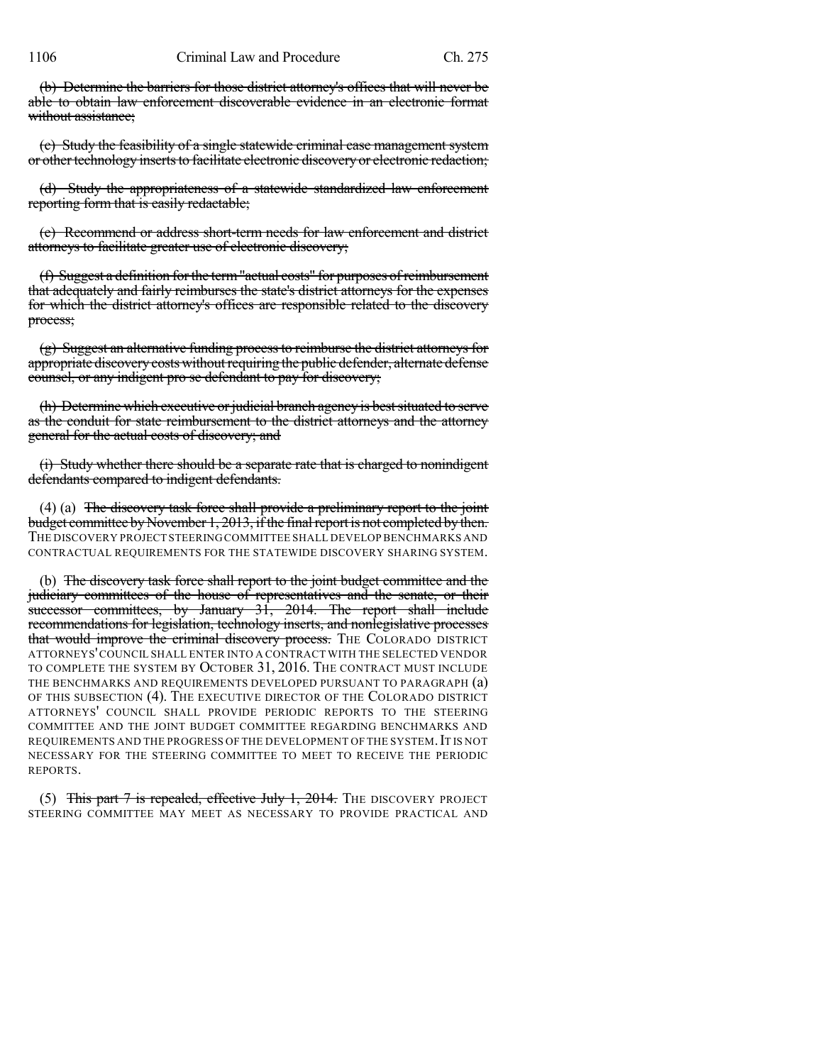~~(b) Determine the barriers for those district attorney's offices that will never be able to obtain law enforcement discoverable evidence in an electronic format without assistance;~~

~~(c) Study the feasibility of a single statewide criminal case management system or other technology inserts to facilitate electronic discovery or electronic redaction;~~

~~(d) Study the appropriateness of a statewide standardized law enforcement reporting form that is easily redactable;~~

~~(e) Recommend or address short-term needs for law enforcement and district attorneys to facilitate greater use of electronic discovery;~~

~~(f) Suggest a definition for the term "actual costs" for purposes of reimbursement that adequately and fairly reimburses the state's district attorneys for the expenses for which the district attorney's offices are responsible related to the discovery process;~~

~~(g) Suggest an alternative funding process to reimburse the district attorneys for appropriate discovery costs without requiring the public defender, alternate defense counsel, or any indigent pro se defendant to pay for discovery;~~

~~(h) Determine which executive or judicial branch agency is best situated to serve as the conduit for state reimbursement to the district attorneys and the attorney general for the actual costs of discovery; and~~

~~(i) Study whether there should be a separate rate that is charged to nonindigent defendants compared to indigent defendants.~~

(4) (a) ~~The discovery task force shall provide a preliminary report to the joint budget committee by November 1, 2013, if the final report is not completed by then.~~ THE DISCOVERY PROJECT STEERING COMMITTEE SHALL DEVELOP BENCHMARKS AND CONTRACTUAL REQUIREMENTS FOR THE STATEWIDE DISCOVERY SHARING SYSTEM.

(b) ~~The discovery task force shall report to the joint budget committee and the judiciary committees of the house of representatives and the senate, or their successor committees, by January 31, 2014. The report shall include recommendations for legislation, technology inserts, and nonlegislative processes that would improve the criminal discovery process.~~ THE COLORADO DISTRICT ATTORNEYS' COUNCIL SHALL ENTER INTO A CONTRACT WITH THE SELECTED VENDOR TO COMPLETE THE SYSTEM BY OCTOBER 31, 2016. THE CONTRACT MUST INCLUDE THE BENCHMARKS AND REQUIREMENTS DEVELOPED PURSUANT TO PARAGRAPH (a) OF THIS SUBSECTION (4). THE EXECUTIVE DIRECTOR OF THE COLORADO DISTRICT ATTORNEYS' COUNCIL SHALL PROVIDE PERIODIC REPORTS TO THE STEERING COMMITTEE AND THE JOINT BUDGET COMMITTEE REGARDING BENCHMARKS AND REQUIREMENTS AND THE PROGRESS OF THE DEVELOPMENT OF THE SYSTEM. IT IS NOT NECESSARY FOR THE STEERING COMMITTEE TO MEET TO RECEIVE THE PERIODIC REPORTS.

(5) ~~This part 7 is repealed, effective July 1, 2014.~~ THE DISCOVERY PROJECT STEERING COMMITTEE MAY MEET AS NECESSARY TO PROVIDE PRACTICAL AND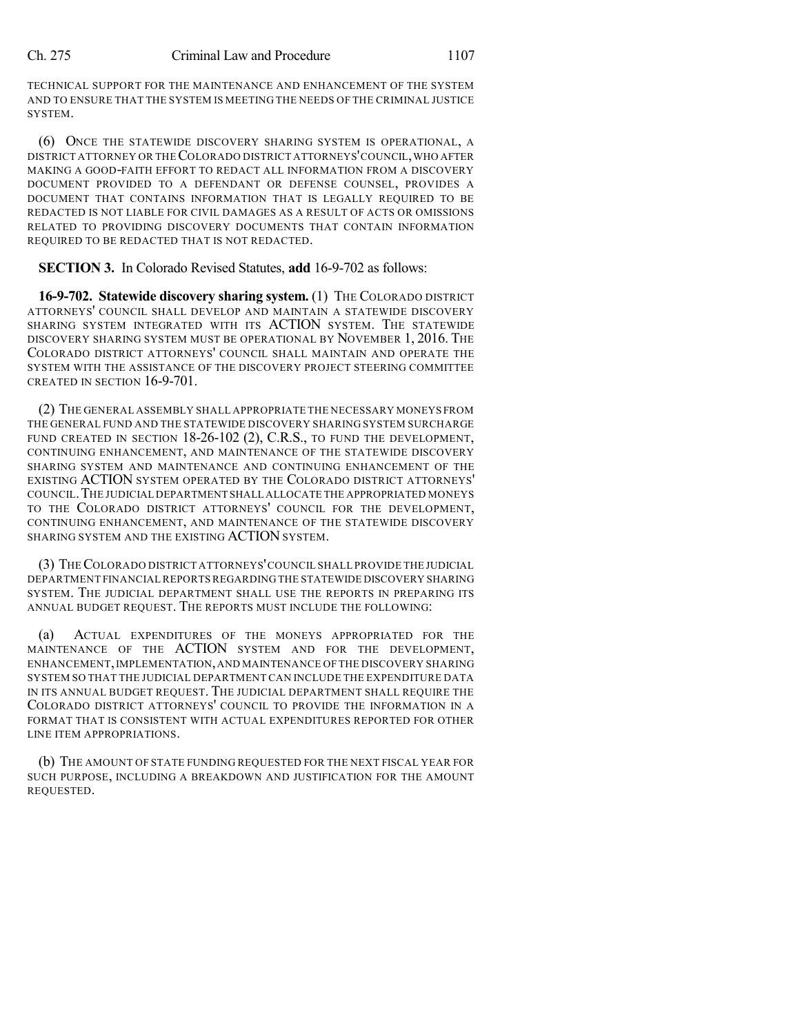TECHNICAL SUPPORT FOR THE MAINTENANCE AND ENHANCEMENT OF THE SYSTEM AND TO ENSURE THAT THE SYSTEM IS MEETING THE NEEDS OF THE CRIMINAL JUSTICE SYSTEM.

(6) ONCE THE STATEWIDE DISCOVERY SHARING SYSTEM IS OPERATIONAL, A DISTRICT ATTORNEY OR THE COLORADO DISTRICT ATTORNEYS' COUNCIL, WHO AFTER MAKING A GOOD-FAITH EFFORT TO REDACT ALL INFORMATION FROM A DISCOVERY DOCUMENT PROVIDED TO A DEFENDANT OR DEFENSE COUNSEL, PROVIDES A DOCUMENT THAT CONTAINS INFORMATION THAT IS LEGALLY REQUIRED TO BE REDACTED IS NOT LIABLE FOR CIVIL DAMAGES AS A RESULT OF ACTS OR OMISSIONS RELATED TO PROVIDING DISCOVERY DOCUMENTS THAT CONTAIN INFORMATION REQUIRED TO BE REDACTED THAT IS NOT REDACTED.

**SECTION 3.** In Colorado Revised Statutes, **add** 16-9-702 as follows:

**16-9-702. Statewide discovery sharing system.** (1) THE COLORADO DISTRICT ATTORNEYS' COUNCIL SHALL DEVELOP AND MAINTAIN A STATEWIDE DISCOVERY SHARING SYSTEM INTEGRATED WITH ITS ACTION SYSTEM. THE STATEWIDE DISCOVERY SHARING SYSTEM MUST BE OPERATIONAL BY NOVEMBER 1, 2016. THE COLORADO DISTRICT ATTORNEYS' COUNCIL SHALL MAINTAIN AND OPERATE THE SYSTEM WITH THE ASSISTANCE OF THE DISCOVERY PROJECT STEERING COMMITTEE CREATED IN SECTION 16-9-701.

(2) THE GENERAL ASSEMBLY SHALL APPROPRIATE THE NECESSARY MONEYS FROM THE GENERAL FUND AND THE STATEWIDE DISCOVERY SHARING SYSTEM SURCHARGE FUND CREATED IN SECTION 18-26-102 (2), C.R.S., TO FUND THE DEVELOPMENT, CONTINUING ENHANCEMENT, AND MAINTENANCE OF THE STATEWIDE DISCOVERY SHARING SYSTEM AND MAINTENANCE AND CONTINUING ENHANCEMENT OF THE EXISTING ACTION SYSTEM OPERATED BY THE COLORADO DISTRICT ATTORNEYS' COUNCIL. THE JUDICIAL DEPARTMENT SHALL ALLOCATE THE APPROPRIATED MONEYS TO THE COLORADO DISTRICT ATTORNEYS' COUNCIL FOR THE DEVELOPMENT, CONTINUING ENHANCEMENT, AND MAINTENANCE OF THE STATEWIDE DISCOVERY SHARING SYSTEM AND THE EXISTING ACTION SYSTEM.

(3) THE COLORADO DISTRICT ATTORNEYS' COUNCIL SHALL PROVIDE THE JUDICIAL DEPARTMENT FINANCIAL REPORTS REGARDING THE STATEWIDE DISCOVERY SHARING SYSTEM. THE JUDICIAL DEPARTMENT SHALL USE THE REPORTS IN PREPARING ITS ANNUAL BUDGET REQUEST. THE REPORTS MUST INCLUDE THE FOLLOWING:

(a) ACTUAL EXPENDITURES OF THE MONEYS APPROPRIATED FOR THE MAINTENANCE OF THE ACTION SYSTEM AND FOR THE DEVELOPMENT, ENHANCEMENT, IMPLEMENTATION, AND MAINTENANCE OF THE DISCOVERY SHARING SYSTEM SO THAT THE JUDICIAL DEPARTMENT CAN INCLUDE THE EXPENDITURE DATA IN ITS ANNUAL BUDGET REQUEST. THE JUDICIAL DEPARTMENT SHALL REQUIRE THE COLORADO DISTRICT ATTORNEYS' COUNCIL TO PROVIDE THE INFORMATION IN A FORMAT THAT IS CONSISTENT WITH ACTUAL EXPENDITURES REPORTED FOR OTHER LINE ITEM APPROPRIATIONS.

(b) THE AMOUNT OF STATE FUNDING REQUESTED FOR THE NEXT FISCAL YEAR FOR SUCH PURPOSE, INCLUDING A BREAKDOWN AND JUSTIFICATION FOR THE AMOUNT REQUESTED.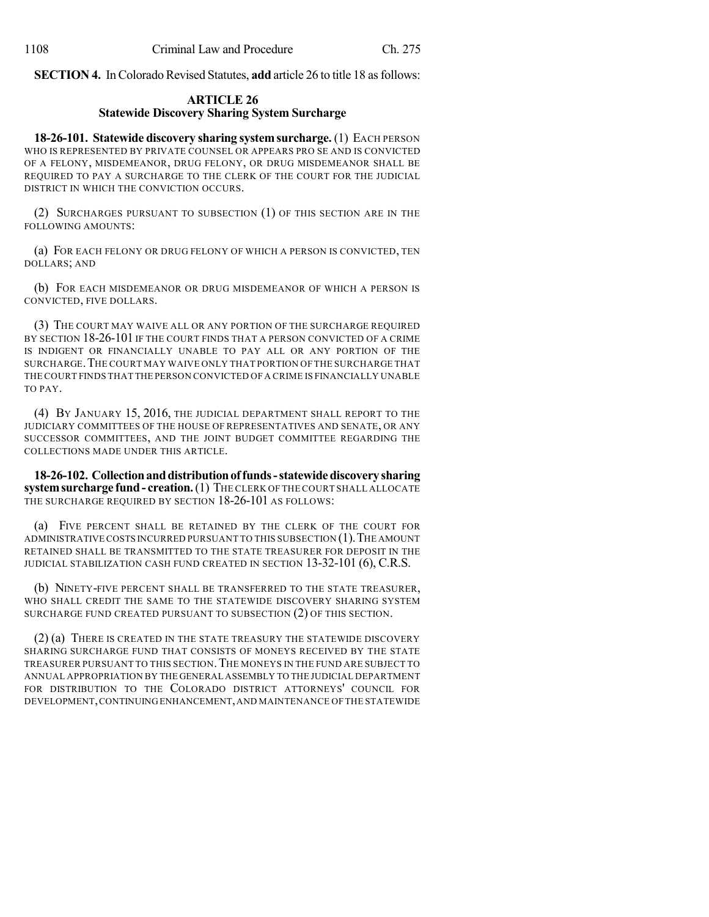**SECTION 4.** In Colorado Revised Statutes, **add** article 26 to title 18 as follows:

## ARTICLE 26
## Statewide Discovery Sharing System Surcharge

**18-26-101. Statewide discovery sharing system surcharge.** (1) EACH PERSON WHO IS REPRESENTED BY PRIVATE COUNSEL OR APPEARS PRO SE AND IS CONVICTED OF A FELONY, MISDEMEANOR, DRUG FELONY, OR DRUG MISDEMEANOR SHALL BE REQUIRED TO PAY A SURCHARGE TO THE CLERK OF THE COURT FOR THE JUDICIAL DISTRICT IN WHICH THE CONVICTION OCCURS.

(2) SURCHARGES PURSUANT TO SUBSECTION (1) OF THIS SECTION ARE IN THE FOLLOWING AMOUNTS:

(a) FOR EACH FELONY OR DRUG FELONY OF WHICH A PERSON IS CONVICTED, TEN DOLLARS; AND

(b) FOR EACH MISDEMEANOR OR DRUG MISDEMEANOR OF WHICH A PERSON IS CONVICTED, FIVE DOLLARS.

(3) THE COURT MAY WAIVE ALL OR ANY PORTION OF THE SURCHARGE REQUIRED BY SECTION 18-26-101 IF THE COURT FINDS THAT A PERSON CONVICTED OF A CRIME IS INDIGENT OR FINANCIALLY UNABLE TO PAY ALL OR ANY PORTION OF THE SURCHARGE. THE COURT MAY WAIVE ONLY THAT PORTION OF THE SURCHARGE THAT THE COURT FINDS THAT THE PERSON CONVICTED OF A CRIME IS FINANCIALLY UNABLE TO PAY.

(4) BY JANUARY 15, 2016, THE JUDICIAL DEPARTMENT SHALL REPORT TO THE JUDICIARY COMMITTEES OF THE HOUSE OF REPRESENTATIVES AND SENATE, OR ANY SUCCESSOR COMMITTEES, AND THE JOINT BUDGET COMMITTEE REGARDING THE COLLECTIONS MADE UNDER THIS ARTICLE.

**18-26-102. Collection and distribution of funds - statewide discovery sharing system surcharge fund - creation.** (1) THE CLERK OF THE COURT SHALL ALLOCATE THE SURCHARGE REQUIRED BY SECTION 18-26-101 AS FOLLOWS:

(a) FIVE PERCENT SHALL BE RETAINED BY THE CLERK OF THE COURT FOR ADMINISTRATIVE COSTS INCURRED PURSUANT TO THIS SUBSECTION (1). THE AMOUNT RETAINED SHALL BE TRANSMITTED TO THE STATE TREASURER FOR DEPOSIT IN THE JUDICIAL STABILIZATION CASH FUND CREATED IN SECTION 13-32-101 (6), C.R.S.

(b) NINETY-FIVE PERCENT SHALL BE TRANSFERRED TO THE STATE TREASURER, WHO SHALL CREDIT THE SAME TO THE STATEWIDE DISCOVERY SHARING SYSTEM SURCHARGE FUND CREATED PURSUANT TO SUBSECTION (2) OF THIS SECTION.

(2) (a) THERE IS CREATED IN THE STATE TREASURY THE STATEWIDE DISCOVERY SHARING SURCHARGE FUND THAT CONSISTS OF MONEYS RECEIVED BY THE STATE TREASURER PURSUANT TO THIS SECTION. THE MONEYS IN THE FUND ARE SUBJECT TO ANNUAL APPROPRIATION BY THE GENERAL ASSEMBLY TO THE JUDICIAL DEPARTMENT FOR DISTRIBUTION TO THE COLORADO DISTRICT ATTORNEYS' COUNCIL FOR DEVELOPMENT, CONTINUING ENHANCEMENT, AND MAINTENANCE OF THE STATEWIDE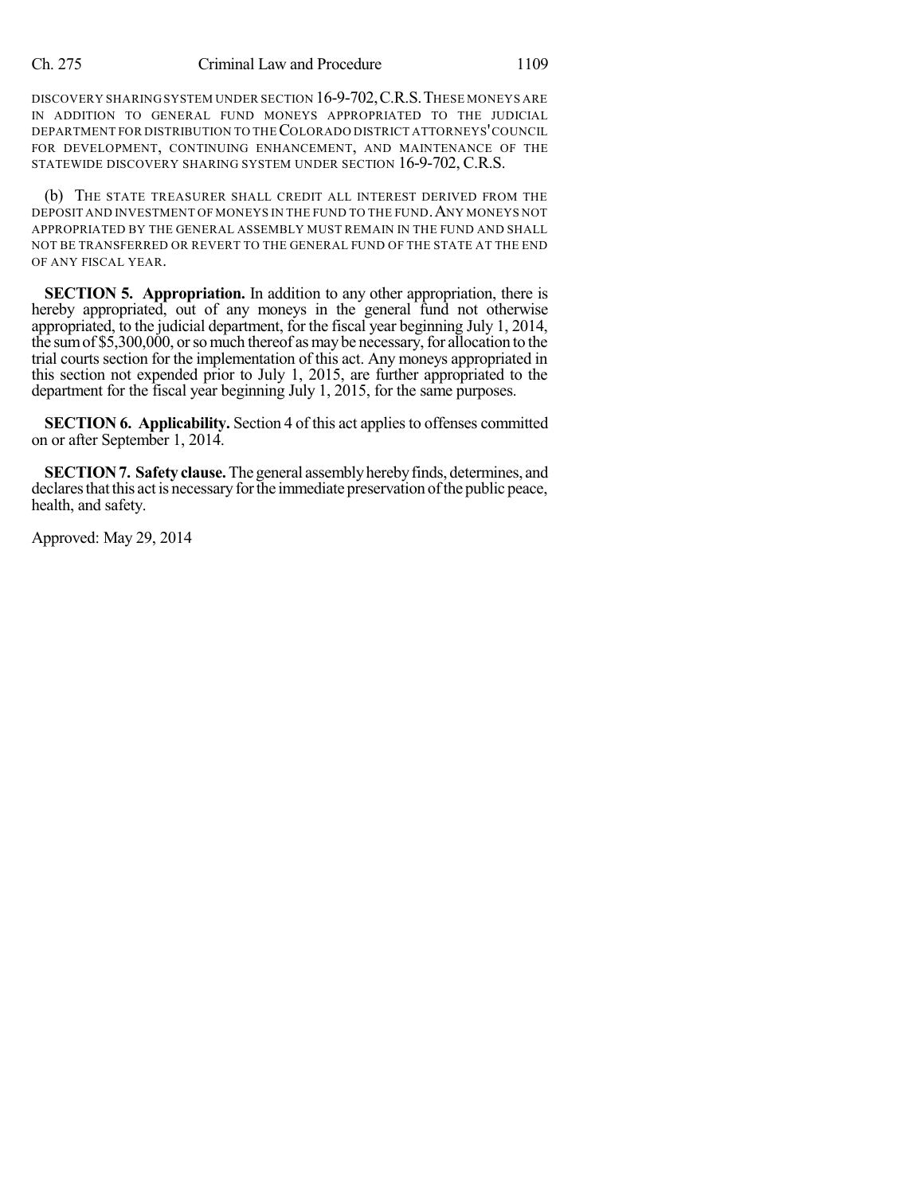DISCOVERY SHARING SYSTEM UNDER SECTION 16-9-702, C.R.S. THESE MONEYS ARE IN ADDITION TO GENERAL FUND MONEYS APPROPRIATED TO THE JUDICIAL DEPARTMENT FOR DISTRIBUTION TO THE COLORADO DISTRICT ATTORNEYS' COUNCIL FOR DEVELOPMENT, CONTINUING ENHANCEMENT, AND MAINTENANCE OF THE STATEWIDE DISCOVERY SHARING SYSTEM UNDER SECTION 16-9-702, C.R.S.

(b) THE STATE TREASURER SHALL CREDIT ALL INTEREST DERIVED FROM THE DEPOSIT AND INVESTMENT OF MONEYS IN THE FUND TO THE FUND. ANY MONEYS NOT APPROPRIATED BY THE GENERAL ASSEMBLY MUST REMAIN IN THE FUND AND SHALL NOT BE TRANSFERRED OR REVERT TO THE GENERAL FUND OF THE STATE AT THE END OF ANY FISCAL YEAR.

**SECTION 5. Appropriation.** In addition to any other appropriation, there is hereby appropriated, out of any moneys in the general fund not otherwise appropriated, to the judicial department, for the fiscal year beginning July 1, 2014, the sum of $5,300,000, or so much thereof as may be necessary, for allocation to the trial courts section for the implementation of this act. Any moneys appropriated in this section not expended prior to July 1, 2015, are further appropriated to the department for the fiscal year beginning July 1, 2015, for the same purposes.

**SECTION 6. Applicability.** Section 4 of this act applies to offenses committed on or after September 1, 2014.

**SECTION 7. Safety clause.** The general assembly hereby finds, determines, and declares that this act is necessary for the immediate preservation of the public peace, health, and safety.

Approved: May 29, 2014